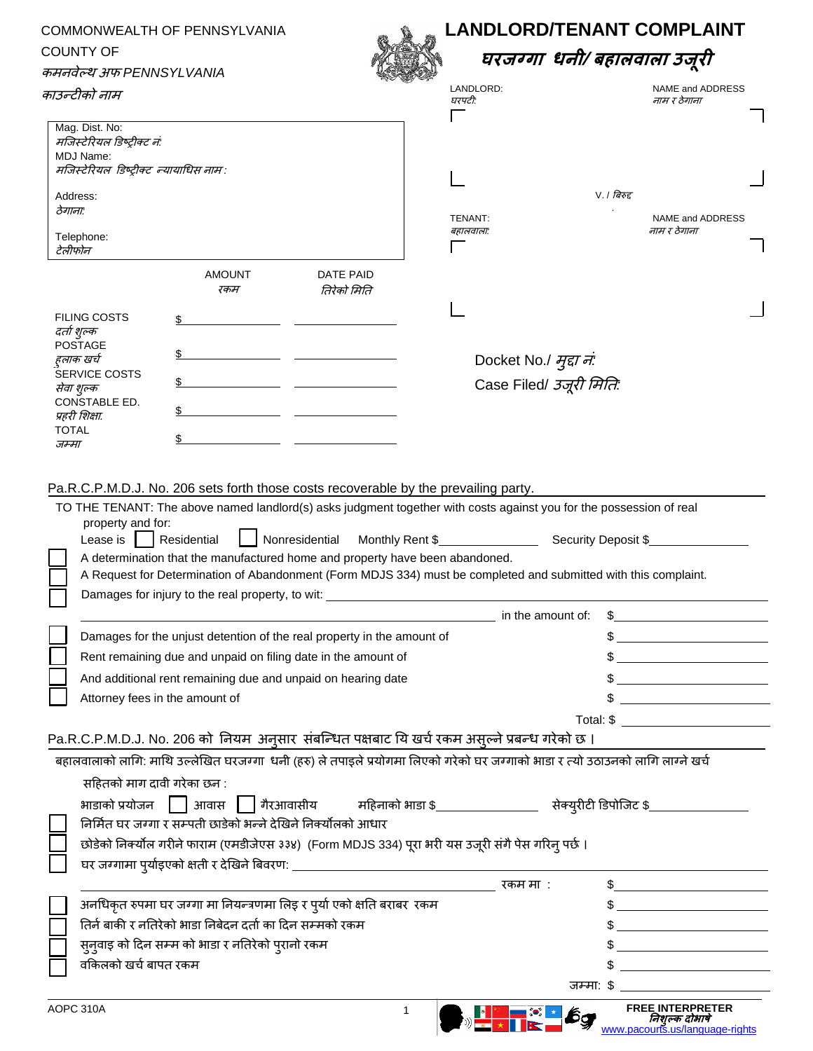COMMONWEALTH OF PENNSYLVANIA

COUNTY OF

*कमनवेल्थ अफ PENNSYLVANIA*

*काउन्टीको नाम*

# LANDLORD/TENANT COMPLAINT

# *घरजग्गा धनी/ बहालवाला उजूरी*

Mag. Dist. No:
*मजिस्टेरियल डिष्ट्रीक्ट नं:*

MDJ Name:
*मजिस्टेरियल डिष्ट्रीक्ट न्यायाधिस नाम :*

Address:
*ठेगाना:*

Telephone:
*टेलीफोन*

LANDLORD: *घरपटी:* NAME and ADDRESS *नाम र ठेगाना*

V. / *बिरुद्द*

TENANT: *बहालवाला:* NAME and ADDRESS *नाम र ठेगाना*

| | AMOUNT *रकम* | DATE PAID *तिरेको मिति* |
|---|---|---|
| FILING COSTS *दर्ता शुल्क* | $ | |
| POSTAGE *हुलाक खर्च* | $ | |
| SERVICE COSTS *सेवा शुल्क* | $ | |
| CONSTABLE ED. *प्रहरी शिक्षा* | $ | |
| TOTAL *जम्मा* | $ | |

Docket No./ *मुद्दा नं:*

Case Filed/ *उजूरी मिति:*

Pa.R.C.P.M.D.J. No. 206 sets forth those costs recoverable by the prevailing party.

TO THE TENANT: The above named landlord(s) asks judgment together with costs against you for the possession of real property and for:

Lease is ☐ Residential ☐ Nonresidential Monthly Rent $_______ Security Deposit $_______

☐ A determination that the manufactured home and property have been abandoned.

☐ A Request for Determination of Abandonment (Form MDJS 334) must be completed and submitted with this complaint.

☐ Damages for injury to the real property, to wit: _______ in the amount of: $_______

☐ Damages for the unjust detention of the real property in the amount of $_______

☐ Rent remaining due and unpaid on filing date in the amount of $_______

☐ And additional rent remaining due and unpaid on hearing date $_______

☐ Attorney fees in the amount of $_______

Total: $_______

Pa.R.C.P.M.D.J. No. 206 को नियम अनुसार संबन्धित पक्षबाट यि खर्च रकम असुल्ने प्रबन्ध गरेको छ ।

बहालवालाको लागि: माथि उल्लेखित घरजग्गा धनी (हरु) ले तपाइले प्रयोगमा लिएको गरेको घर जग्गाको भाडा र त्यो उठाउनको लागि लाग्ने खर्च सहितको माग दावी गरेका छन :

भाडाको प्रयोजन ☐ आवास ☐ गैरआवासीय महिनाको भाडा $_______ सेक्युरीटी डिपोजिट $_______

☐ निर्मित घर जग्गा र सम्पती छाडेको भन्ने देखिने निर्क्योलको आधार

☐ छोडेको निर्क्योल गरीने फाराम (एमडीजेएस ३३४) (Form MDJS 334) पूरा भरी यस उजूरी संगै पेस गरिनु पर्छ ।

☐ घर जग्गामा पुर्याइएको क्षती र देखिने बिवरण: _______ रकम मा : $_______

☐ अनधिकृत रुपमा घर जग्गा मा नियन्त्रणमा लिइ र पुर्या एको क्षति बराबर रकम $_______

☐ तिर्न बाकी र नतिरेको भाडा निबेदन दर्ता का दिन सम्मको रकम $_______

☐ सुनुवाइ को दिन सम्म को भाडा र नतिरेको पुरानो रकम $_______

☐ वकिलको खर्च बापत रकम $_______

जम्मा: $_______

AOPC 310A

FREE INTERPRETER
*निशुल्क दोभाषे*
www.pacourts.us/language-rights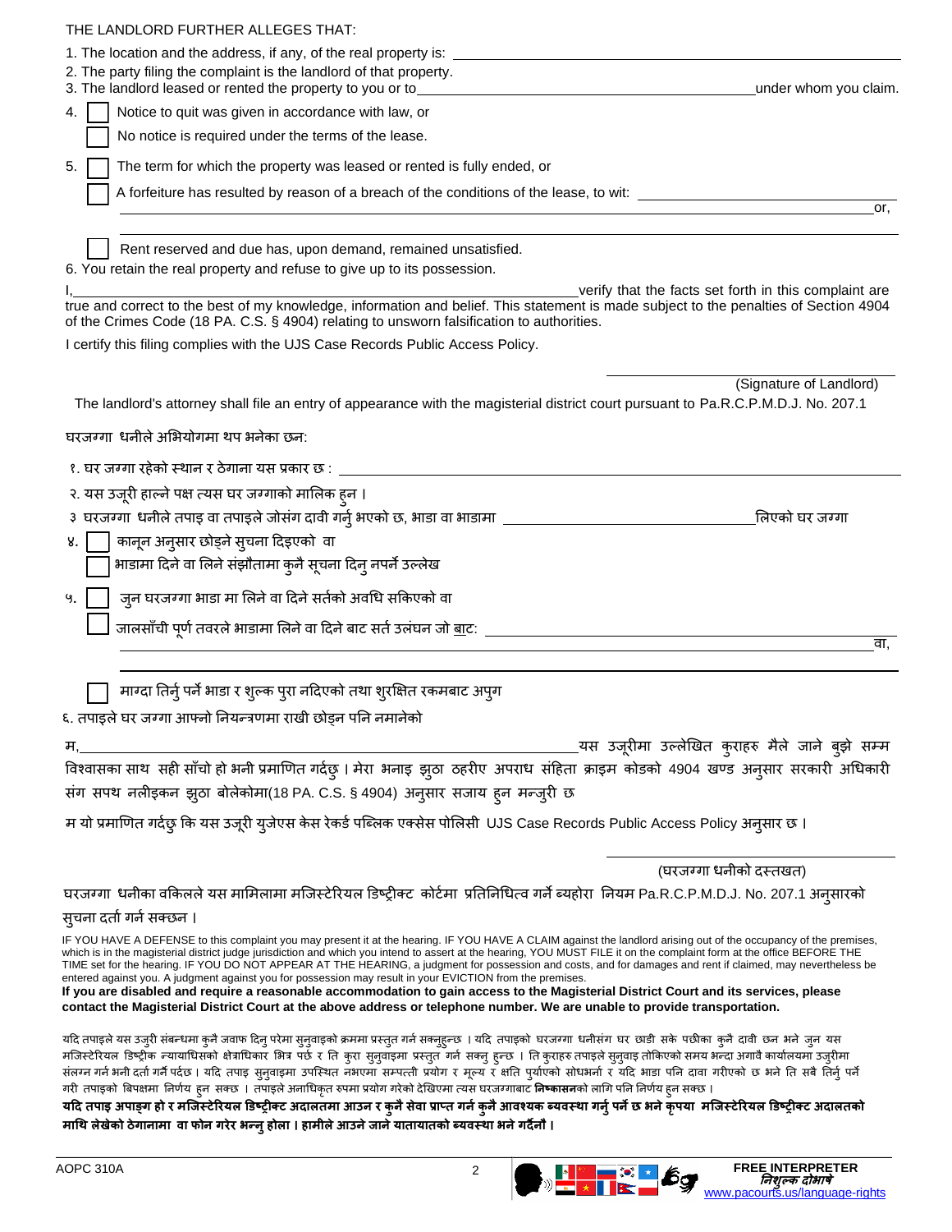THE LANDLORD FURTHER ALLEGES THAT:

1. The location and the address, if any, of the real property is: ______________________
2. The party filing the complaint is the landlord of that property.
3. The landlord leased or rented the property to you or to ______________________ under whom you claim.
4. ☐ Notice to quit was given in accordance with law, or
   ☐ No notice is required under the terms of the lease.
5. ☐ The term for which the property was leased or rented is fully ended, or
   ☐ A forfeiture has resulted by reason of a breach of the conditions of the lease, to wit: ______________________ or,
   ☐ Rent reserved and due has, upon demand, remained unsatisfied.
6. You retain the real property and refuse to give up to its possession.

I, ______________________ verify that the facts set forth in this complaint are true and correct to the best of my knowledge, information and belief. This statement is made subject to the penalties of Section 4904 of the Crimes Code (18 PA. C.S. § 4904) relating to unsworn falsification to authorities.

I certify this filing complies with the UJS Case Records Public Access Policy.

______________________
(Signature of Landlord)

The landlord's attorney shall file an entry of appearance with the magisterial district court pursuant to Pa.R.C.P.M.D.J. No. 207.1

घरजग्गा धनीले अभियोगमा थप भनेका छन:

१. घर जग्गा रहेको स्थान र ठेगाना यस प्रकार छ : ______________________

२. यस उजूरी हाल्ने पक्ष त्यस घर जग्गाको मालिक हुन ।

३ घरजग्गा धनीले तपाइ वा तपाइले जोसंग दावी गर्नु भएको छ, भाडा वा भाडामा ______________________ लिएको घर जग्गा

४. ☐ कानून अनुसार छोड्ने सुचना दिइएको वा
   ☐ भाडामा दिने वा लिने संझौतामा कुनै सूचना दिनु नपर्ने उल्लेख

५. ☐ जुन घरजग्गा भाडा मा लिने वा दिने सर्तको अवधि सकिएको वा
   ☐ जालसाँची पूर्ण तवरले भाडामा लिने वा दिने बाट सर्त उलंघन जो बाट: ______________________ वा,
   ☐ माग्दा तिर्नु पर्ने भाडा र शुल्क पुरा नदिएको तथा शुरक्षित रकमबाट अपुग

६. तपाइले घर जग्गा आफ्नो नियन्त्रणमा राखी छोड्न पनि नमानेको

म, ______________________ यस उजूरीमा उल्लेखित कुराहरु मैले जाने बुझे सम्म विश्वासका साथ सही साँचो हो भनी प्रमाणित गर्दछु । मेरा भनाइ झुठा ठहरीए अपराध संहिता क्राइम कोडको 4904 खण्ड अनुसार सरकारी अधिकारी संग सपथ नलीइकन झुठा बोलेकोमा(18 PA. C.S. § 4904) अनुसार सजाय हुन मन्जुरी छ

म यो प्रमाणित गर्दछु कि यस उजूरी युजेएस केस रेकर्ड पब्लिक एक्सेस पोलिसी UJS Case Records Public Access Policy अनुसार छ ।

______________________
(घरजग्गा धनीको दस्तखत)

घरजग्गा धनीका वकिलले यस मामिलामा मजिस्टेरियल डिष्ट्रीक्ट कोर्टमा प्रतिनिधित्व गर्ने ब्यहोरा नियम Pa.R.C.P.M.D.J. No. 207.1 अनुसारको सुचना दर्ता गर्न सक्छन ।

IF YOU HAVE A DEFENSE to this complaint you may present it at the hearing. IF YOU HAVE A CLAIM against the landlord arising out of the occupancy of the premises, which is in the magisterial district judge jurisdiction and which you intend to assert at the hearing, YOU MUST FILE it on the complaint form at the office BEFORE THE TIME set for the hearing. IF YOU DO NOT APPEAR AT THE HEARING, a judgment for possession and costs, and for damages and rent if claimed, may nevertheless be entered against you. A judgment against you for possession may result in your EVICTION from the premises.

**If you are disabled and require a reasonable accommodation to gain access to the Magisterial District Court and its services, please contact the Magisterial District Court at the above address or telephone number. We are unable to provide transportation.**

यदि तपाइले यस उजुरी संबन्धमा कुनै जवाफ दिनु परेमा सुनुवाइको क्रममा प्रस्तुत गर्न सक्नुहुन्छ । यदि तपाइको घरजग्गा धनीसंग घर छाडी सके पछीका कुनै दावी छन भने जुन यस मजिस्टेरियल डिष्ट्रीक न्यायाधिसको क्षेत्राधिकार भित्र पर्छ र ति कुरा सुनुवाइमा प्रस्तुत गर्न सक्नु हुन्छ । ति कुराहरु तपाइले सुनुवाइ तोकिएको समय भन्दा अगावै कार्यालयमा उजुरीमा संलग्न गर्न भनी दर्ता गर्नै पर्दछ। यदि तपाइ सुनुवाइमा उपस्थित नभएमा सम्पत्ती प्रयोग र मूल्य र क्षति पुर्याएको सोधभर्ना र यदि भाडा पनि दावा गरीएको छ भने ति सबै तिर्नु पर्ने गरी तपाइको बिपक्षमा निर्णय हुन सक्छ । तपाइले अनाधिकृत रुपमा प्रयोग गरेको देखिएमा त्यस घरजग्गाबाट **निष्कासन**को लागि पनि निर्णय हुन सक्छ ।

**यदि तपाइ अपाङ्ग हो र मजिस्टेरियल डिष्ट्रीक्ट अदालतमा आउन र कुनै सेवा प्राप्त गर्न कुनै आवश्यक ब्यवस्था गर्नु पर्ने छ भने कृपया मजिस्टेरियल डिष्ट्रीक्ट अदालतको माथि लेखेको ठेगानामा वा फोन गरेर भन्नु होला । हामीले आउने जाने यातायातको ब्यवस्था भने गर्दैनौ ।**

AOPC 310A

FREE INTERPRETER
*निशुल्क दोभाषे*
www.pacourts.us/language-rights